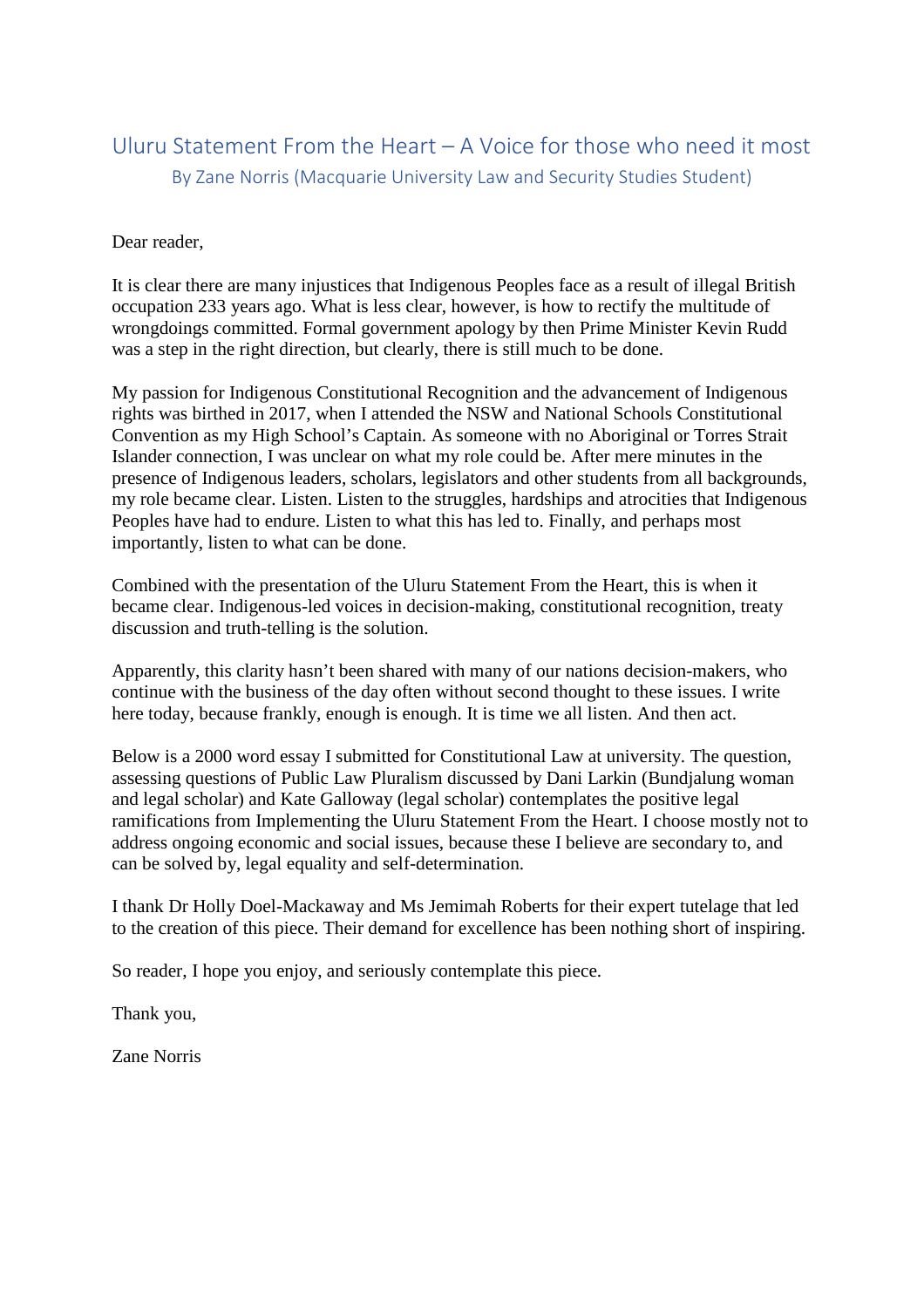# Uluru Statement From the Heart – A Voice for those who need it most

## By Zane Norris (Macquarie University Law and Security Studies Student)

Dear reader,

It is clear there are many injustices that Indigenous Peoples face as a result of illegal British occupation 233 years ago. What is less clear, however, is how to rectify the multitude of wrongdoings committed. Formal government apology by then Prime Minister Kevin Rudd was a step in the right direction, but clearly, there is still much to be done.

My passion for Indigenous Constitutional Recognition and the advancement of Indigenous rights was birthed in 2017, when I attended the NSW and National Schools Constitutional Convention as my High School's Captain. As someone with no Aboriginal or Torres Strait Islander connection, I was unclear on what my role could be. After mere minutes in the presence of Indigenous leaders, scholars, legislators and other students from all backgrounds, my role became clear. Listen. Listen to the struggles, hardships and atrocities that Indigenous Peoples have had to endure. Listen to what this has led to. Finally, and perhaps most importantly, listen to what can be done.

Combined with the presentation of the Uluru Statement From the Heart, this is when it became clear. Indigenous-led voices in decision-making, constitutional recognition, treaty discussion and truth-telling is the solution.

Apparently, this clarity hasn't been shared with many of our nations decision-makers, who continue with the business of the day often without second thought to these issues. I write here today, because frankly, enough is enough. It is time we all listen. And then act.

Below is a 2000 word essay I submitted for Constitutional Law at university. The question, assessing questions of Public Law Pluralism discussed by Dani Larkin (Bundjalung woman and legal scholar) and Kate Galloway (legal scholar) contemplates the positive legal ramifications from Implementing the Uluru Statement From the Heart. I choose mostly not to address ongoing economic and social issues, because these I believe are secondary to, and can be solved by, legal equality and self-determination.

I thank Dr Holly Doel-Mackaway and Ms Jemimah Roberts for their expert tutelage that led to the creation of this piece. Their demand for excellence has been nothing short of inspiring.

So reader, I hope you enjoy, and seriously contemplate this piece.

Thank you,

Zane Norris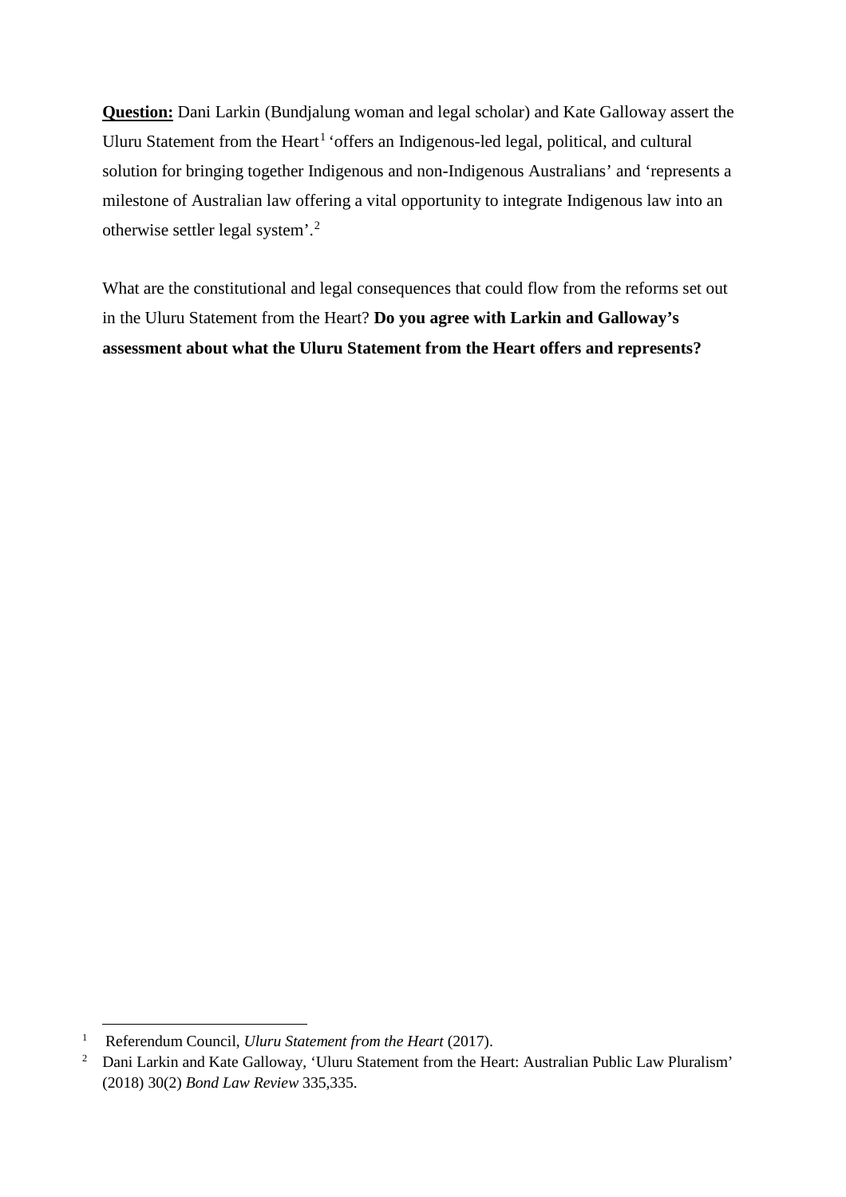**<u>Question:</u>** Dani Larkin (Bundjalung woman and legal scholar) and Kate Galloway assert the Uluru Statement from the Heart[1] 'offers an Indigenous-led legal, political, and cultural solution for bringing together Indigenous and non-Indigenous Australians' and 'represents a milestone of Australian law offering a vital opportunity to integrate Indigenous law into an otherwise settler legal system'.[2]

What are the constitutional and legal consequences that could flow from the reforms set out in the Uluru Statement from the Heart? **Do you agree with Larkin and Galloway's assessment about what the Uluru Statement from the Heart offers and represents?**

---

[1] Referendum Council, *Uluru Statement from the Heart* (2017).

[2] Dani Larkin and Kate Galloway, 'Uluru Statement from the Heart: Australian Public Law Pluralism' (2018) 30(2) *Bond Law Review* 335,335.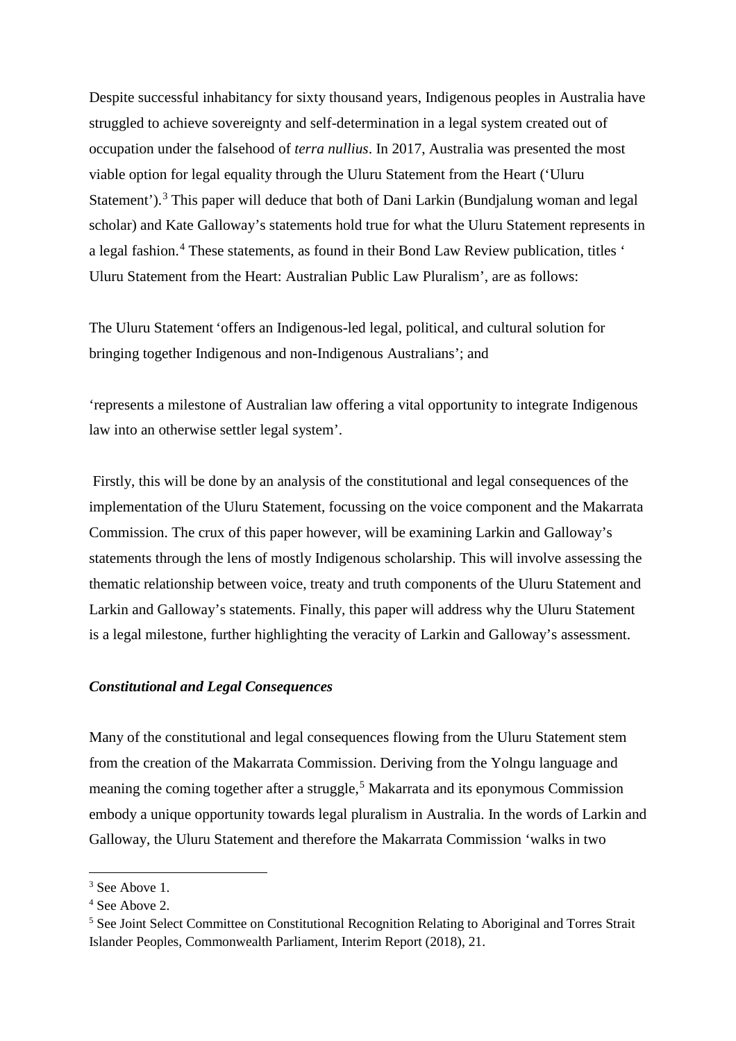Despite successful inhabitancy for sixty thousand years, Indigenous peoples in Australia have struggled to achieve sovereignty and self-determination in a legal system created out of occupation under the falsehood of *terra nullius*. In 2017, Australia was presented the most viable option for legal equality through the Uluru Statement from the Heart ('Uluru Statement').[3] This paper will deduce that both of Dani Larkin (Bundjalung woman and legal scholar) and Kate Galloway's statements hold true for what the Uluru Statement represents in a legal fashion.[4] These statements, as found in their Bond Law Review publication, titles ' Uluru Statement from the Heart: Australian Public Law Pluralism', are as follows:

The Uluru Statement 'offers an Indigenous-led legal, political, and cultural solution for bringing together Indigenous and non-Indigenous Australians'; and

'represents a milestone of Australian law offering a vital opportunity to integrate Indigenous law into an otherwise settler legal system'.

Firstly, this will be done by an analysis of the constitutional and legal consequences of the implementation of the Uluru Statement, focussing on the voice component and the Makarrata Commission. The crux of this paper however, will be examining Larkin and Galloway's statements through the lens of mostly Indigenous scholarship. This will involve assessing the thematic relationship between voice, treaty and truth components of the Uluru Statement and Larkin and Galloway's statements. Finally, this paper will address why the Uluru Statement is a legal milestone, further highlighting the veracity of Larkin and Galloway's assessment.

***Constitutional and Legal Consequences***

Many of the constitutional and legal consequences flowing from the Uluru Statement stem from the creation of the Makarrata Commission. Deriving from the Yolngu language and meaning the coming together after a struggle,[5] Makarrata and its eponymous Commission embody a unique opportunity towards legal pluralism in Australia. In the words of Larkin and Galloway, the Uluru Statement and therefore the Makarrata Commission 'walks in two

---

[3] See Above 1.

[4] See Above 2.

[5] See Joint Select Committee on Constitutional Recognition Relating to Aboriginal and Torres Strait Islander Peoples, Commonwealth Parliament, Interim Report (2018), 21.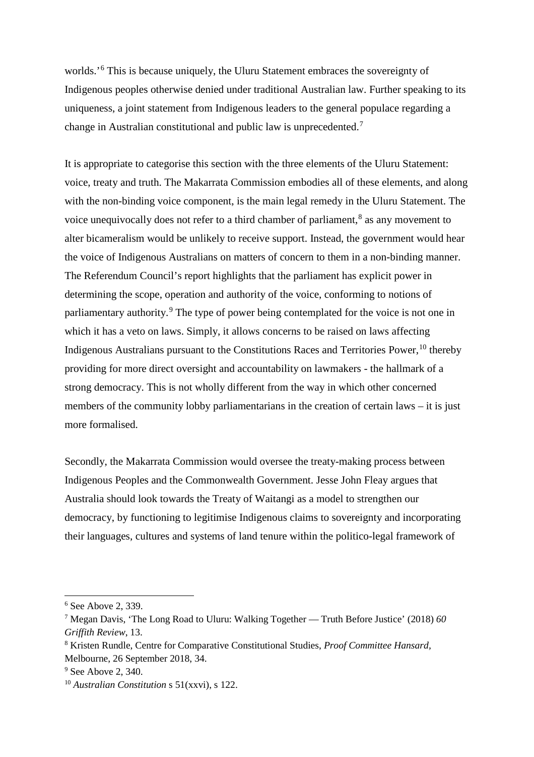worlds.'[6] This is because uniquely, the Uluru Statement embraces the sovereignty of Indigenous peoples otherwise denied under traditional Australian law. Further speaking to its uniqueness, a joint statement from Indigenous leaders to the general populace regarding a change in Australian constitutional and public law is unprecedented.[7]

It is appropriate to categorise this section with the three elements of the Uluru Statement: voice, treaty and truth. The Makarrata Commission embodies all of these elements, and along with the non-binding voice component, is the main legal remedy in the Uluru Statement. The voice unequivocally does not refer to a third chamber of parliament,[8] as any movement to alter bicameralism would be unlikely to receive support. Instead, the government would hear the voice of Indigenous Australians on matters of concern to them in a non-binding manner. The Referendum Council's report highlights that the parliament has explicit power in determining the scope, operation and authority of the voice, conforming to notions of parliamentary authority.[9] The type of power being contemplated for the voice is not one in which it has a veto on laws. Simply, it allows concerns to be raised on laws affecting Indigenous Australians pursuant to the Constitutions Races and Territories Power,[10] thereby providing for more direct oversight and accountability on lawmakers - the hallmark of a strong democracy. This is not wholly different from the way in which other concerned members of the community lobby parliamentarians in the creation of certain laws – it is just more formalised.

Secondly, the Makarrata Commission would oversee the treaty-making process between Indigenous Peoples and the Commonwealth Government. Jesse John Fleay argues that Australia should look towards the Treaty of Waitangi as a model to strengthen our democracy, by functioning to legitimise Indigenous claims to sovereignty and incorporating their languages, cultures and systems of land tenure within the politico-legal framework of

---

[6] See Above 2, 339.

[7] Megan Davis, 'The Long Road to Uluru: Walking Together — Truth Before Justice' (2018) *60 Griffith Review*, 13.

[8] Kristen Rundle, Centre for Comparative Constitutional Studies, *Proof Committee Hansard*, Melbourne, 26 September 2018, 34.

[9] See Above 2, 340.

[10] *Australian Constitution* s 51(xxvi), s 122.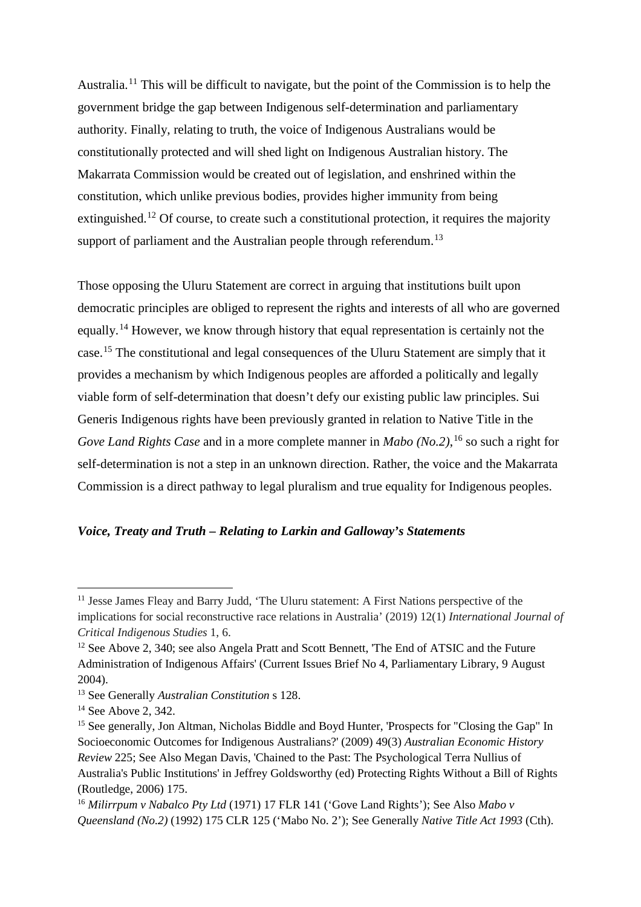Australia.[11] This will be difficult to navigate, but the point of the Commission is to help the government bridge the gap between Indigenous self-determination and parliamentary authority. Finally, relating to truth, the voice of Indigenous Australians would be constitutionally protected and will shed light on Indigenous Australian history. The Makarrata Commission would be created out of legislation, and enshrined within the constitution, which unlike previous bodies, provides higher immunity from being extinguished.[12] Of course, to create such a constitutional protection, it requires the majority support of parliament and the Australian people through referendum.[13]

Those opposing the Uluru Statement are correct in arguing that institutions built upon democratic principles are obliged to represent the rights and interests of all who are governed equally.[14] However, we know through history that equal representation is certainly not the case.[15] The constitutional and legal consequences of the Uluru Statement are simply that it provides a mechanism by which Indigenous peoples are afforded a politically and legally viable form of self-determination that doesn't defy our existing public law principles. Sui Generis Indigenous rights have been previously granted in relation to Native Title in the *Gove Land Rights Case* and in a more complete manner in *Mabo (No.2)*,[16] so such a right for self-determination is not a step in an unknown direction. Rather, the voice and the Makarrata Commission is a direct pathway to legal pluralism and true equality for Indigenous peoples.

### *Voice, Treaty and Truth – Relating to Larkin and Galloway's Statements*

---

[11] Jesse James Fleay and Barry Judd, 'The Uluru statement: A First Nations perspective of the implications for social reconstructive race relations in Australia' (2019) 12(1) *International Journal of Critical Indigenous Studies* 1, 6.

[12] See Above 2, 340; see also Angela Pratt and Scott Bennett, 'The End of ATSIC and the Future Administration of Indigenous Affairs' (Current Issues Brief No 4, Parliamentary Library, 9 August 2004).

[13] See Generally *Australian Constitution* s 128.

[14] See Above 2, 342.

[15] See generally, Jon Altman, Nicholas Biddle and Boyd Hunter, 'Prospects for "Closing the Gap" In Socioeconomic Outcomes for Indigenous Australians?' (2009) 49(3) *Australian Economic History Review* 225; See Also Megan Davis, 'Chained to the Past: The Psychological Terra Nullius of Australia's Public Institutions' in Jeffrey Goldsworthy (ed) Protecting Rights Without a Bill of Rights (Routledge, 2006) 175.

[16] *Milirrpum v Nabalco Pty Ltd* (1971) 17 FLR 141 ('Gove Land Rights'); See Also *Mabo v Queensland (No.2)* (1992) 175 CLR 125 ('Mabo No. 2'); See Generally *Native Title Act 1993* (Cth).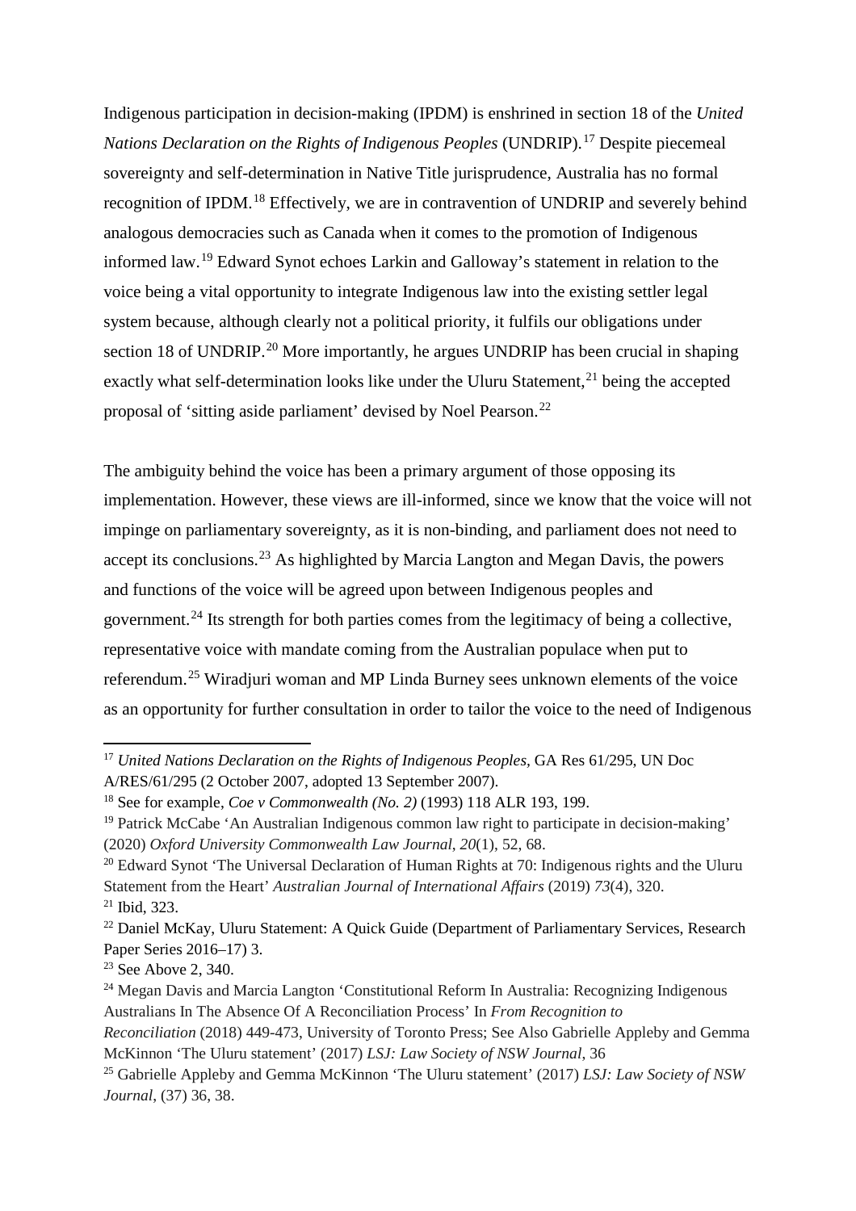Indigenous participation in decision-making (IPDM) is enshrined in section 18 of the *United Nations Declaration on the Rights of Indigenous Peoples* (UNDRIP).[17] Despite piecemeal sovereignty and self-determination in Native Title jurisprudence, Australia has no formal recognition of IPDM.[18] Effectively, we are in contravention of UNDRIP and severely behind analogous democracies such as Canada when it comes to the promotion of Indigenous informed law.[19] Edward Synot echoes Larkin and Galloway's statement in relation to the voice being a vital opportunity to integrate Indigenous law into the existing settler legal system because, although clearly not a political priority, it fulfils our obligations under section 18 of UNDRIP.[20] More importantly, he argues UNDRIP has been crucial in shaping exactly what self-determination looks like under the Uluru Statement,[21] being the accepted proposal of 'sitting aside parliament' devised by Noel Pearson.[22]

The ambiguity behind the voice has been a primary argument of those opposing its implementation. However, these views are ill-informed, since we know that the voice will not impinge on parliamentary sovereignty, as it is non-binding, and parliament does not need to accept its conclusions.[23] As highlighted by Marcia Langton and Megan Davis, the powers and functions of the voice will be agreed upon between Indigenous peoples and government.[24] Its strength for both parties comes from the legitimacy of being a collective, representative voice with mandate coming from the Australian populace when put to referendum.[25] Wiradjuri woman and MP Linda Burney sees unknown elements of the voice as an opportunity for further consultation in order to tailor the voice to the need of Indigenous

---

[17] *United Nations Declaration on the Rights of Indigenous Peoples,* GA Res 61/295, UN Doc A/RES/61/295 (2 October 2007, adopted 13 September 2007).

[18] See for example, *Coe v Commonwealth (No. 2)* (1993) 118 ALR 193, 199.

[19] Patrick McCabe 'An Australian Indigenous common law right to participate in decision-making' (2020) *Oxford University Commonwealth Law Journal*, *20*(1), 52, 68.

[20] Edward Synot 'The Universal Declaration of Human Rights at 70: Indigenous rights and the Uluru Statement from the Heart' *Australian Journal of International Affairs* (2019) *73*(4), 320.

[21] Ibid, 323.

[22] Daniel McKay, Uluru Statement: A Quick Guide (Department of Parliamentary Services, Research Paper Series 2016–17) 3.

[23] See Above 2, 340.

[24] Megan Davis and Marcia Langton 'Constitutional Reform In Australia: Recognizing Indigenous Australians In The Absence Of A Reconciliation Process' In *From Recognition to Reconciliation* (2018) 449-473, University of Toronto Press; See Also Gabrielle Appleby and Gemma McKinnon 'The Uluru statement' (2017) *LSJ: Law Society of NSW Journal*, 36

[25] Gabrielle Appleby and Gemma McKinnon 'The Uluru statement' (2017) *LSJ: Law Society of NSW Journal*, (37) 36, 38.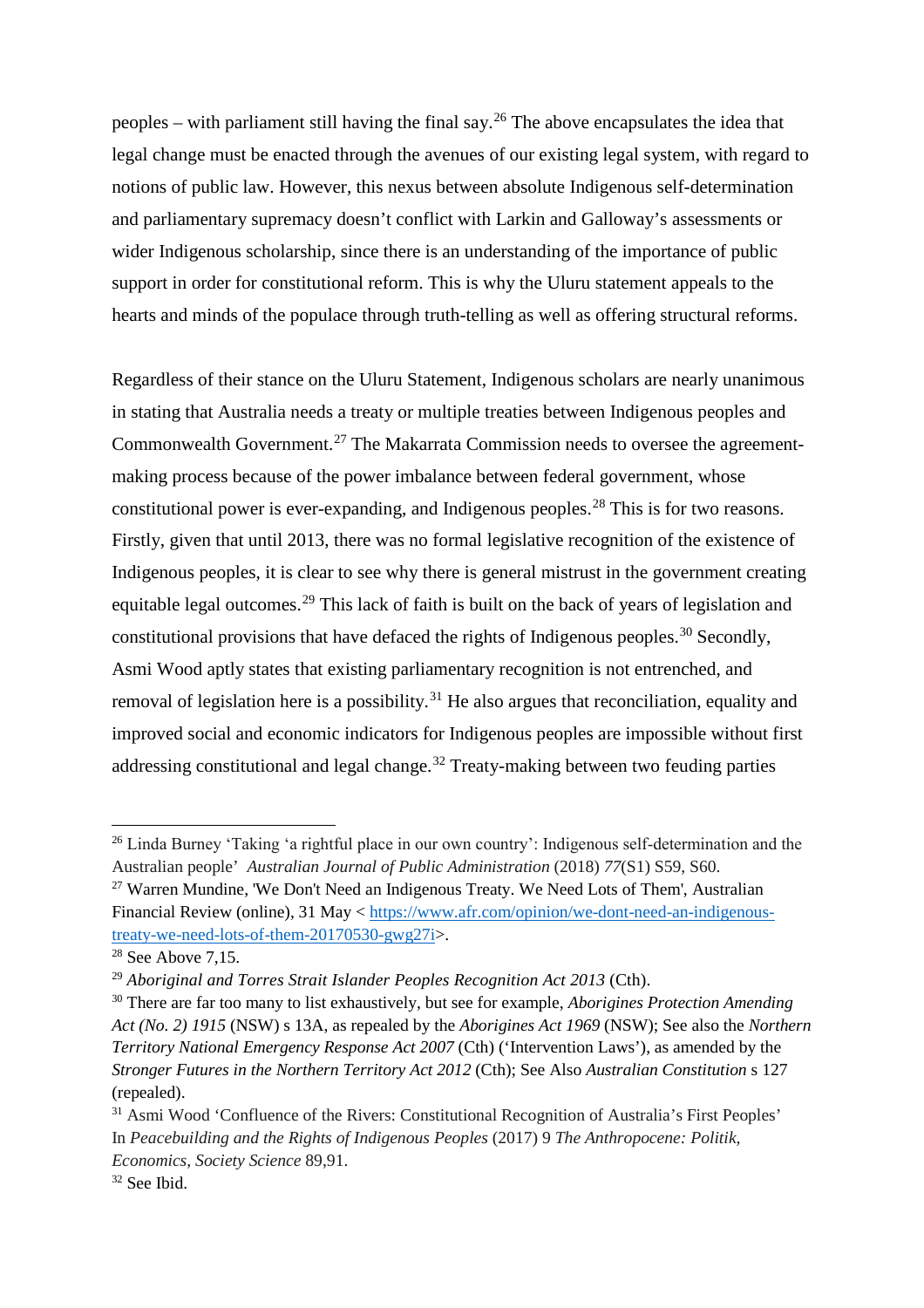peoples – with parliament still having the final say.[26] The above encapsulates the idea that legal change must be enacted through the avenues of our existing legal system, with regard to notions of public law. However, this nexus between absolute Indigenous self-determination and parliamentary supremacy doesn't conflict with Larkin and Galloway's assessments or wider Indigenous scholarship, since there is an understanding of the importance of public support in order for constitutional reform. This is why the Uluru statement appeals to the hearts and minds of the populace through truth-telling as well as offering structural reforms.

Regardless of their stance on the Uluru Statement, Indigenous scholars are nearly unanimous in stating that Australia needs a treaty or multiple treaties between Indigenous peoples and Commonwealth Government.[27] The Makarrata Commission needs to oversee the agreement-making process because of the power imbalance between federal government, whose constitutional power is ever-expanding, and Indigenous peoples.[28] This is for two reasons. Firstly, given that until 2013, there was no formal legislative recognition of the existence of Indigenous peoples, it is clear to see why there is general mistrust in the government creating equitable legal outcomes.[29] This lack of faith is built on the back of years of legislation and constitutional provisions that have defaced the rights of Indigenous peoples.[30] Secondly, Asmi Wood aptly states that existing parliamentary recognition is not entrenched, and removal of legislation here is a possibility.[31] He also argues that reconciliation, equality and improved social and economic indicators for Indigenous peoples are impossible without first addressing constitutional and legal change.[32] Treaty-making between two feuding parties

---

[26] Linda Burney 'Taking 'a rightful place in our own country': Indigenous self-determination and the Australian people' *Australian Journal of Public Administration* (2018) *77*(S1) S59, S60.

[27] Warren Mundine, 'We Don't Need an Indigenous Treaty. We Need Lots of Them', Australian Financial Review (online), 31 May < https://www.afr.com/opinion/we-dont-need-an-indigenous-treaty-we-need-lots-of-them-20170530-gwg27i>.

[28] See Above 7,15.

[29] *Aboriginal and Torres Strait Islander Peoples Recognition Act 2013* (Cth).

[30] There are far too many to list exhaustively, but see for example, *Aborigines Protection Amending Act (No. 2) 1915* (NSW) s 13A, as repealed by the *Aborigines Act 1969* (NSW); See also the *Northern Territory National Emergency Response Act 2007* (Cth) ('Intervention Laws'), as amended by the *Stronger Futures in the Northern Territory Act 2012* (Cth); See Also *Australian Constitution* s 127 (repealed).

[31] Asmi Wood 'Confluence of the Rivers: Constitutional Recognition of Australia's First Peoples' In *Peacebuilding and the Rights of Indigenous Peoples* (2017) 9 *The Anthropocene: Politik, Economics, Society Science* 89,91.

[32] See Ibid.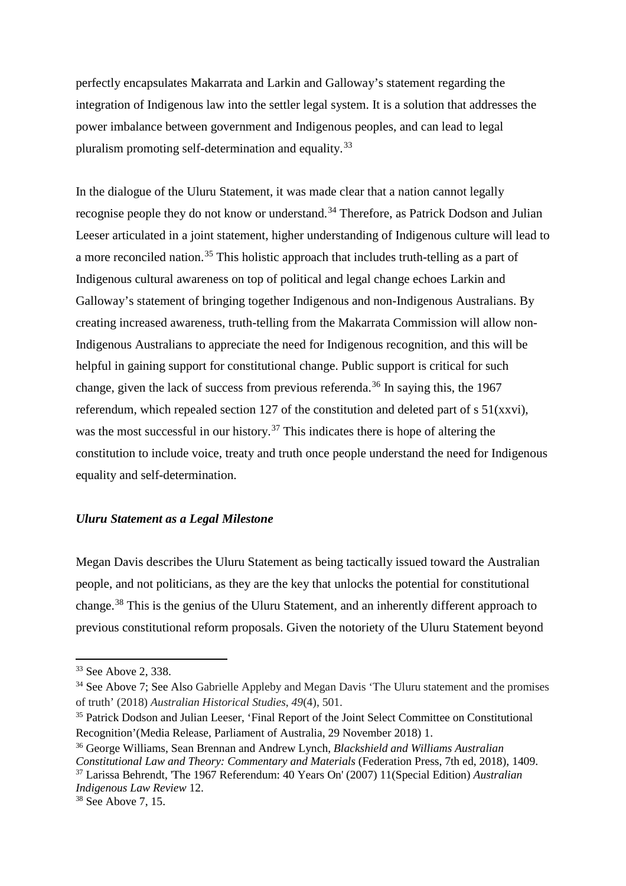perfectly encapsulates Makarrata and Larkin and Galloway's statement regarding the integration of Indigenous law into the settler legal system. It is a solution that addresses the power imbalance between government and Indigenous peoples, and can lead to legal pluralism promoting self-determination and equality.[33]

In the dialogue of the Uluru Statement, it was made clear that a nation cannot legally recognise people they do not know or understand.[34] Therefore, as Patrick Dodson and Julian Leeser articulated in a joint statement, higher understanding of Indigenous culture will lead to a more reconciled nation.[35] This holistic approach that includes truth-telling as a part of Indigenous cultural awareness on top of political and legal change echoes Larkin and Galloway's statement of bringing together Indigenous and non-Indigenous Australians. By creating increased awareness, truth-telling from the Makarrata Commission will allow non-Indigenous Australians to appreciate the need for Indigenous recognition, and this will be helpful in gaining support for constitutional change. Public support is critical for such change, given the lack of success from previous referenda.[36] In saying this, the 1967 referendum, which repealed section 127 of the constitution and deleted part of s 51(xxvi), was the most successful in our history.[37] This indicates there is hope of altering the constitution to include voice, treaty and truth once people understand the need for Indigenous equality and self-determination.

***Uluru Statement as a Legal Milestone***

Megan Davis describes the Uluru Statement as being tactically issued toward the Australian people, and not politicians, as they are the key that unlocks the potential for constitutional change.[38] This is the genius of the Uluru Statement, and an inherently different approach to previous constitutional reform proposals. Given the notoriety of the Uluru Statement beyond

---

[33] See Above 2, 338.

[34] See Above 7; See Also Gabrielle Appleby and Megan Davis 'The Uluru statement and the promises of truth' (2018) *Australian Historical Studies*, *49*(4), 501.

[35] Patrick Dodson and Julian Leeser, 'Final Report of the Joint Select Committee on Constitutional Recognition'(Media Release, Parliament of Australia, 29 November 2018) 1.

[36] George Williams, Sean Brennan and Andrew Lynch, *Blackshield and Williams Australian Constitutional Law and Theory: Commentary and Materials* (Federation Press, 7th ed, 2018), 1409.

[37] Larissa Behrendt, 'The 1967 Referendum: 40 Years On' (2007) 11(Special Edition) *Australian Indigenous Law Review* 12.

[38] See Above 7, 15.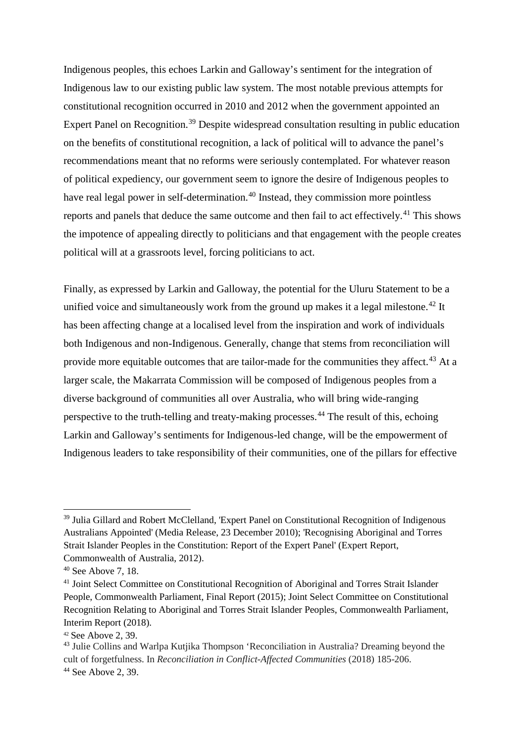Indigenous peoples, this echoes Larkin and Galloway's sentiment for the integration of Indigenous law to our existing public law system. The most notable previous attempts for constitutional recognition occurred in 2010 and 2012 when the government appointed an Expert Panel on Recognition.[39] Despite widespread consultation resulting in public education on the benefits of constitutional recognition, a lack of political will to advance the panel's recommendations meant that no reforms were seriously contemplated. For whatever reason of political expediency, our government seem to ignore the desire of Indigenous peoples to have real legal power in self-determination.[40] Instead, they commission more pointless reports and panels that deduce the same outcome and then fail to act effectively.[41] This shows the impotence of appealing directly to politicians and that engagement with the people creates political will at a grassroots level, forcing politicians to act.

Finally, as expressed by Larkin and Galloway, the potential for the Uluru Statement to be a unified voice and simultaneously work from the ground up makes it a legal milestone.[42] It has been affecting change at a localised level from the inspiration and work of individuals both Indigenous and non-Indigenous. Generally, change that stems from reconciliation will provide more equitable outcomes that are tailor-made for the communities they affect.[43] At a larger scale, the Makarrata Commission will be composed of Indigenous peoples from a diverse background of communities all over Australia, who will bring wide-ranging perspective to the truth-telling and treaty-making processes.[44] The result of this, echoing Larkin and Galloway's sentiments for Indigenous-led change, will be the empowerment of Indigenous leaders to take responsibility of their communities, one of the pillars for effective

---

[39] Julia Gillard and Robert McClelland, 'Expert Panel on Constitutional Recognition of Indigenous Australians Appointed' (Media Release, 23 December 2010); 'Recognising Aboriginal and Torres Strait Islander Peoples in the Constitution: Report of the Expert Panel' (Expert Report, Commonwealth of Australia, 2012).

[40] See Above 7, 18.

[41] Joint Select Committee on Constitutional Recognition of Aboriginal and Torres Strait Islander People, Commonwealth Parliament, Final Report (2015); Joint Select Committee on Constitutional Recognition Relating to Aboriginal and Torres Strait Islander Peoples, Commonwealth Parliament, Interim Report (2018).

[42] See Above 2, 39.

[43] Julie Collins and Warlpa Kutjika Thompson 'Reconciliation in Australia? Dreaming beyond the cult of forgetfulness. In *Reconciliation in Conflict-Affected Communities* (2018) 185-206.

[44] See Above 2, 39.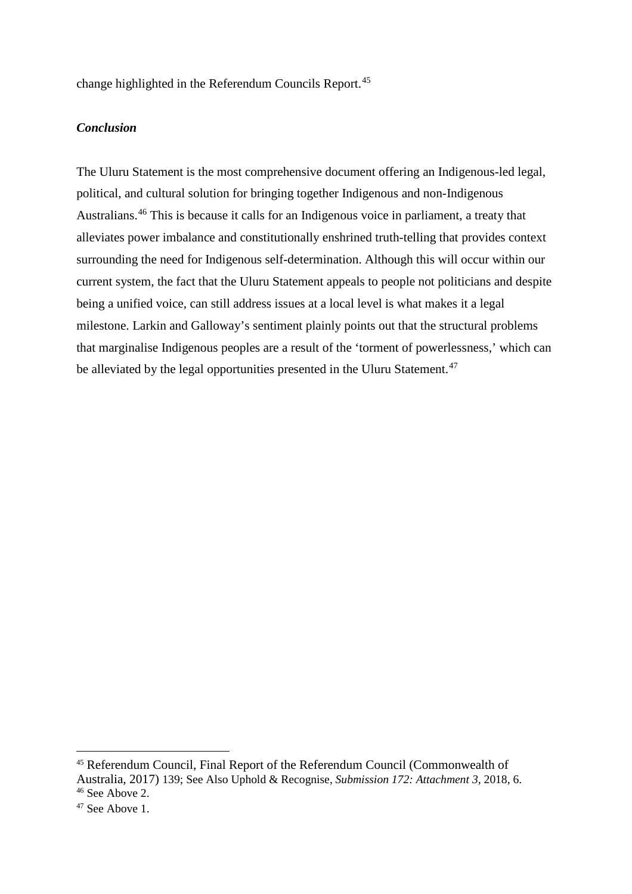change highlighted in the Referendum Councils Report.[45]

***Conclusion***

The Uluru Statement is the most comprehensive document offering an Indigenous-led legal, political, and cultural solution for bringing together Indigenous and non-Indigenous Australians.[46] This is because it calls for an Indigenous voice in parliament, a treaty that alleviates power imbalance and constitutionally enshrined truth-telling that provides context surrounding the need for Indigenous self-determination. Although this will occur within our current system, the fact that the Uluru Statement appeals to people not politicians and despite being a unified voice, can still address issues at a local level is what makes it a legal milestone. Larkin and Galloway's sentiment plainly points out that the structural problems that marginalise Indigenous peoples are a result of the 'torment of powerlessness,' which can be alleviated by the legal opportunities presented in the Uluru Statement.[47]

---

[45] Referendum Council, Final Report of the Referendum Council (Commonwealth of Australia, 2017) 139; See Also Uphold & Recognise, *Submission 172: Attachment 3,* 2018, 6.

[46] See Above 2.

[47] See Above 1.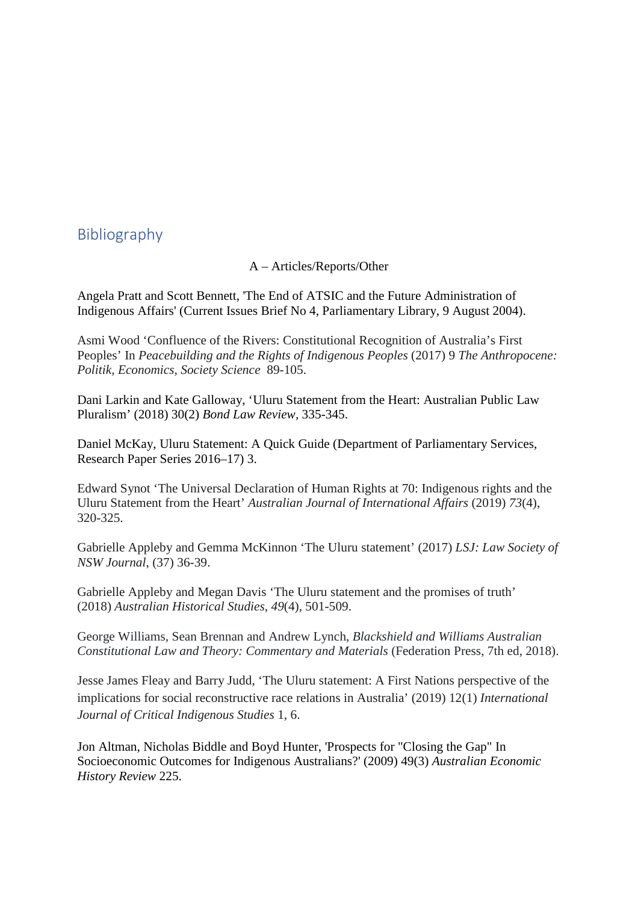## Bibliography

A – Articles/Reports/Other

Angela Pratt and Scott Bennett, 'The End of ATSIC and the Future Administration of Indigenous Affairs' (Current Issues Brief No 4, Parliamentary Library, 9 August 2004).

Asmi Wood 'Confluence of the Rivers: Constitutional Recognition of Australia's First Peoples' In *Peacebuilding and the Rights of Indigenous Peoples* (2017) 9 *The Anthropocene: Politik, Economics, Society Science* 89-105.

Dani Larkin and Kate Galloway, 'Uluru Statement from the Heart: Australian Public Law Pluralism' (2018) 30(2) *Bond Law Review*, 335-345.

Daniel McKay, Uluru Statement: A Quick Guide (Department of Parliamentary Services, Research Paper Series 2016–17) 3.

Edward Synot 'The Universal Declaration of Human Rights at 70: Indigenous rights and the Uluru Statement from the Heart' *Australian Journal of International Affairs* (2019) *73*(4), 320-325.

Gabrielle Appleby and Gemma McKinnon 'The Uluru statement' (2017) *LSJ: Law Society of NSW Journal*, (37) 36-39.

Gabrielle Appleby and Megan Davis 'The Uluru statement and the promises of truth' (2018) *Australian Historical Studies*, *49*(4), 501-509.

George Williams, Sean Brennan and Andrew Lynch, *Blackshield and Williams Australian Constitutional Law and Theory: Commentary and Materials* (Federation Press, 7th ed, 2018).

Jesse James Fleay and Barry Judd, 'The Uluru statement: A First Nations perspective of the implications for social reconstructive race relations in Australia' (2019) 12(1) *International Journal of Critical Indigenous Studies* 1, 6.

Jon Altman, Nicholas Biddle and Boyd Hunter, 'Prospects for "Closing the Gap" In Socioeconomic Outcomes for Indigenous Australians?' (2009) 49(3) *Australian Economic History Review* 225.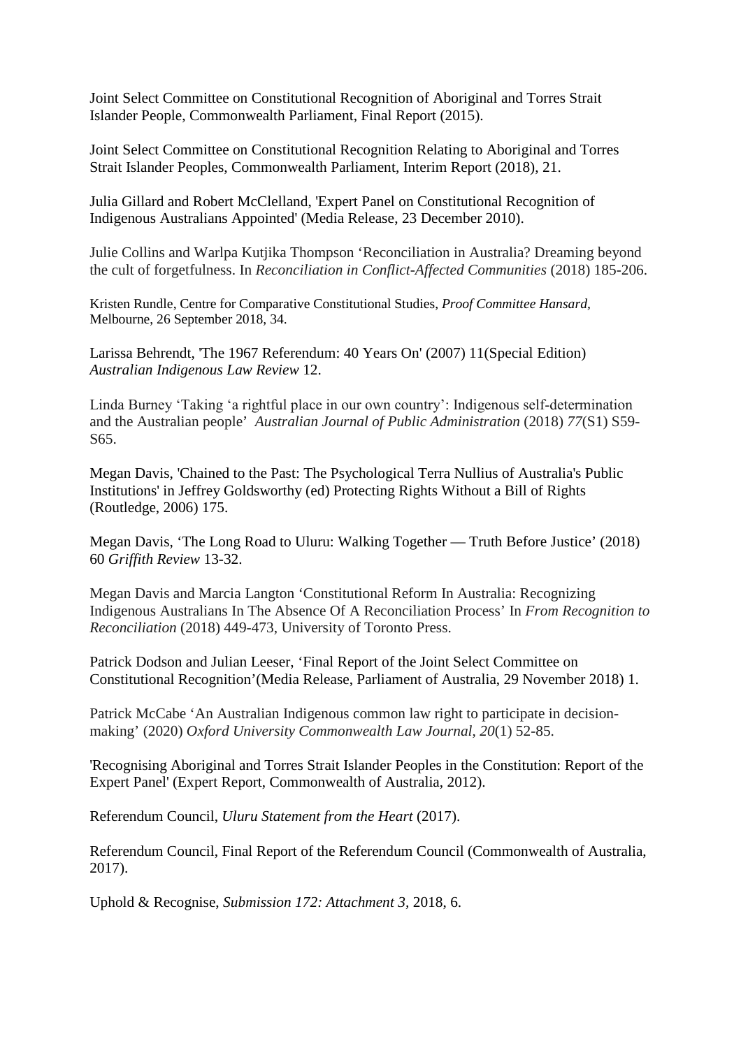Joint Select Committee on Constitutional Recognition of Aboriginal and Torres Strait Islander People, Commonwealth Parliament, Final Report (2015).

Joint Select Committee on Constitutional Recognition Relating to Aboriginal and Torres Strait Islander Peoples, Commonwealth Parliament, Interim Report (2018), 21.

Julia Gillard and Robert McClelland, 'Expert Panel on Constitutional Recognition of Indigenous Australians Appointed' (Media Release, 23 December 2010).

Julie Collins and Warlpa Kutjika Thompson 'Reconciliation in Australia? Dreaming beyond the cult of forgetfulness. In *Reconciliation in Conflict-Affected Communities* (2018) 185-206.

Kristen Rundle, Centre for Comparative Constitutional Studies, *Proof Committee Hansard*, Melbourne, 26 September 2018, 34.

Larissa Behrendt, 'The 1967 Referendum: 40 Years On' (2007) 11(Special Edition) *Australian Indigenous Law Review* 12.

Linda Burney 'Taking 'a rightful place in our own country': Indigenous self-determination and the Australian people' *Australian Journal of Public Administration* (2018) *77*(S1) S59-S65.

Megan Davis, 'Chained to the Past: The Psychological Terra Nullius of Australia's Public Institutions' in Jeffrey Goldsworthy (ed) Protecting Rights Without a Bill of Rights (Routledge, 2006) 175.

Megan Davis, 'The Long Road to Uluru: Walking Together — Truth Before Justice' (2018) 60 *Griffith Review* 13-32.

Megan Davis and Marcia Langton 'Constitutional Reform In Australia: Recognizing Indigenous Australians In The Absence Of A Reconciliation Process' In *From Recognition to Reconciliation* (2018) 449-473, University of Toronto Press.

Patrick Dodson and Julian Leeser, 'Final Report of the Joint Select Committee on Constitutional Recognition'(Media Release, Parliament of Australia, 29 November 2018) 1.

Patrick McCabe 'An Australian Indigenous common law right to participate in decision-making' (2020) *Oxford University Commonwealth Law Journal*, *20*(1) 52-85.

'Recognising Aboriginal and Torres Strait Islander Peoples in the Constitution: Report of the Expert Panel' (Expert Report, Commonwealth of Australia, 2012).

Referendum Council, *Uluru Statement from the Heart* (2017).

Referendum Council, Final Report of the Referendum Council (Commonwealth of Australia, 2017).

Uphold & Recognise, *Submission 172: Attachment 3*, 2018, 6.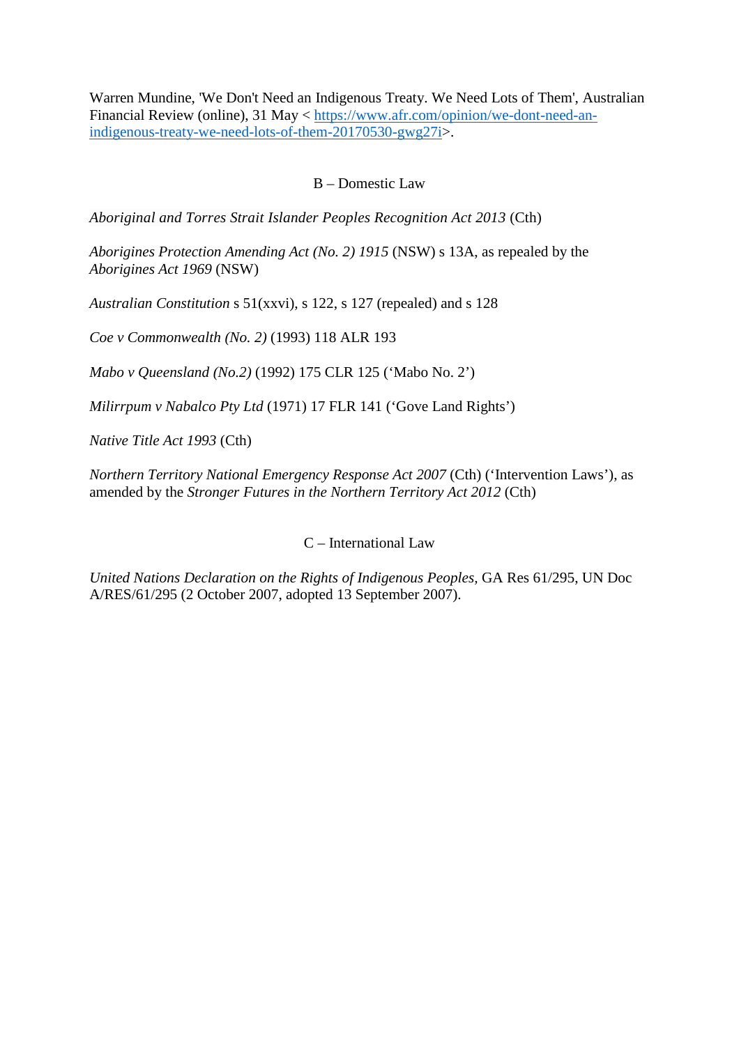Warren Mundine, 'We Don't Need an Indigenous Treaty. We Need Lots of Them', Australian Financial Review (online), 31 May <https://www.afr.com/opinion/we-dont-need-an-indigenous-treaty-we-need-lots-of-them-20170530-gwg27i>.

## B – Domestic Law

*Aboriginal and Torres Strait Islander Peoples Recognition Act 2013* (Cth)

*Aborigines Protection Amending Act (No. 2) 1915* (NSW) s 13A, as repealed by the *Aborigines Act 1969* (NSW)

*Australian Constitution* s 51(xxvi), s 122, s 127 (repealed) and s 128

*Coe v Commonwealth (No. 2)* (1993) 118 ALR 193

*Mabo v Queensland (No.2)* (1992) 175 CLR 125 ('Mabo No. 2')

*Milirrpum v Nabalco Pty Ltd* (1971) 17 FLR 141 ('Gove Land Rights')

*Native Title Act 1993* (Cth)

*Northern Territory National Emergency Response Act 2007* (Cth) ('Intervention Laws'), as amended by the *Stronger Futures in the Northern Territory Act 2012* (Cth)

## C – International Law

*United Nations Declaration on the Rights of Indigenous Peoples*, GA Res 61/295, UN Doc A/RES/61/295 (2 October 2007, adopted 13 September 2007).